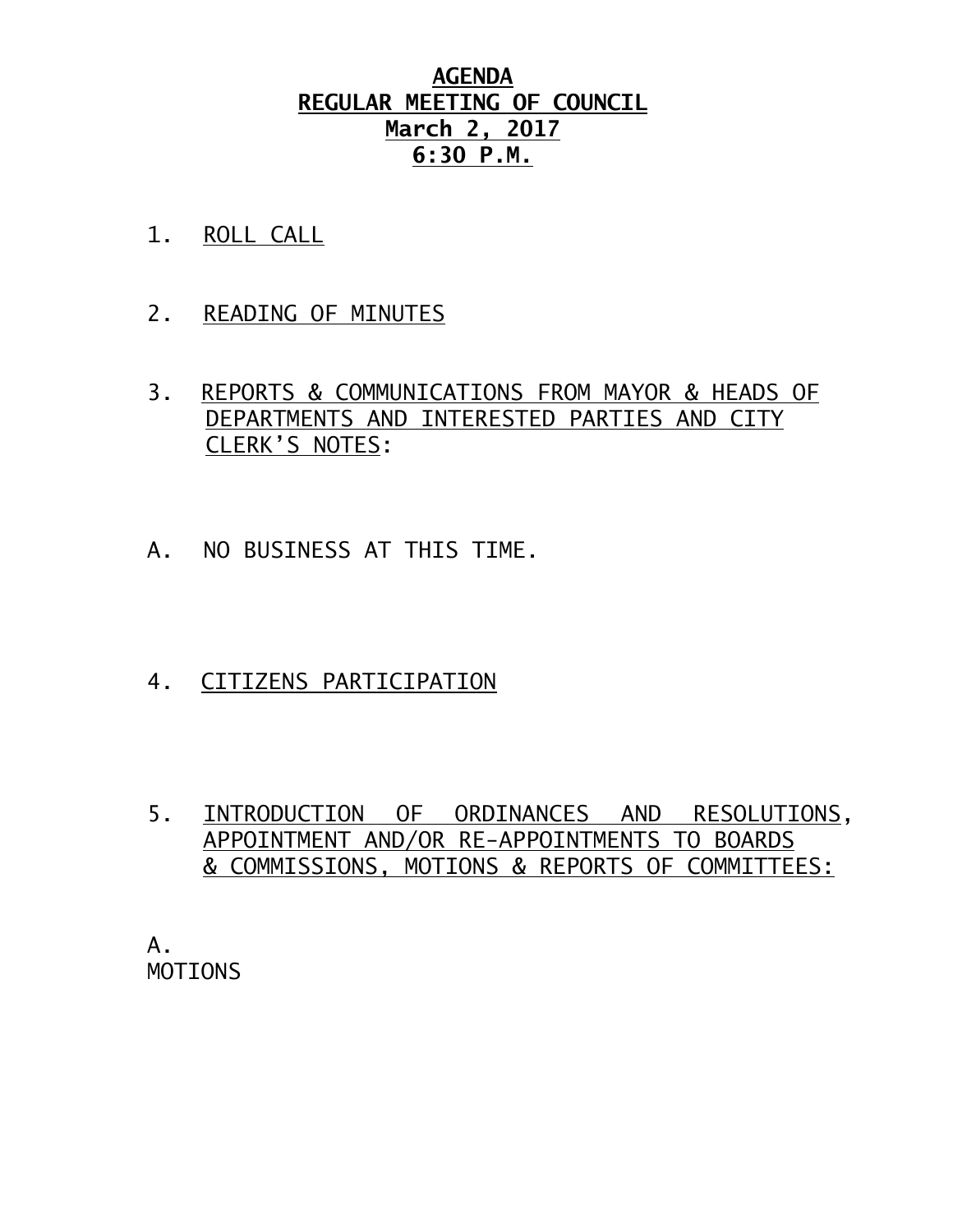# AGENDA
# REGULAR MEETING OF COUNCIL
## March 2, 2017
## 6:30 P.M.

1. ROLL CALL

2. READING OF MINUTES

3. REPORTS & COMMUNICATIONS FROM MAYOR & HEADS OF DEPARTMENTS AND INTERESTED PARTIES AND CITY CLERK'S NOTES:

A. NO BUSINESS AT THIS TIME.

4. CITIZENS PARTICIPATION

5. INTRODUCTION OF ORDINANCES AND RESOLUTIONS, APPOINTMENT AND/OR RE-APPOINTMENTS TO BOARDS & COMMISSIONS, MOTIONS & REPORTS OF COMMITTEES:

A.
MOTIONS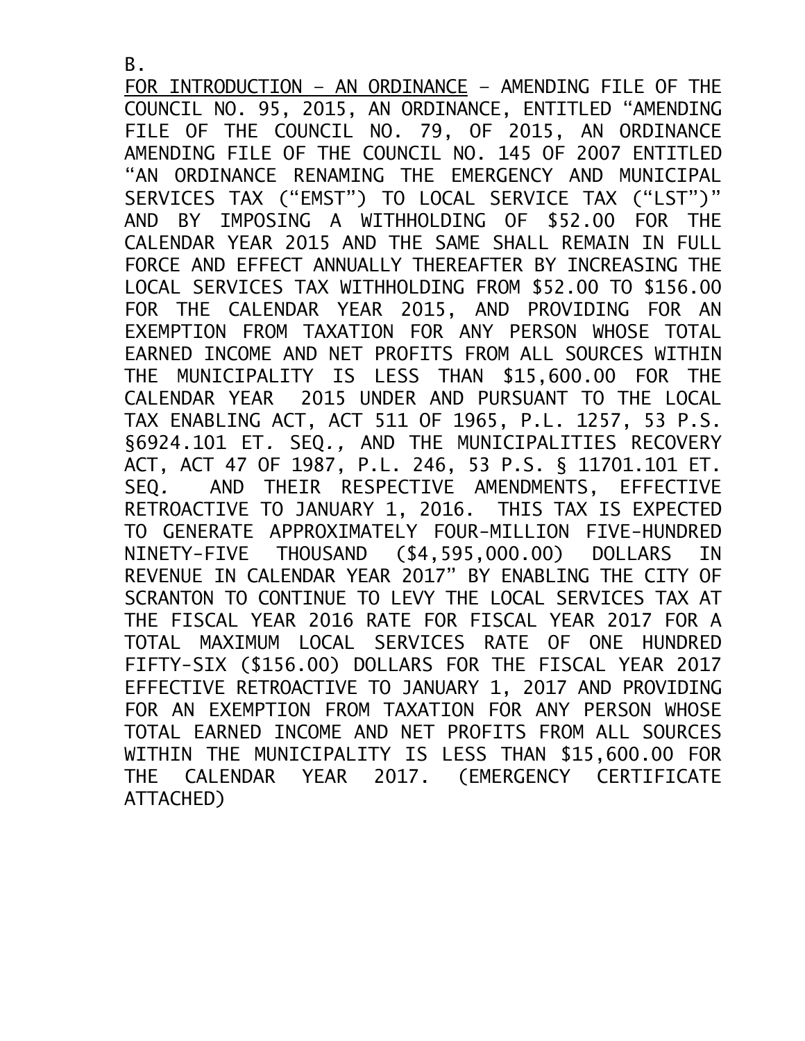B.

<u>FOR INTRODUCTION – AN ORDINANCE</u> – AMENDING FILE OF THE COUNCIL NO. 95, 2015, AN ORDINANCE, ENTITLED "AMENDING FILE OF THE COUNCIL NO. 79, OF 2015, AN ORDINANCE AMENDING FILE OF THE COUNCIL NO. 145 OF 2007 ENTITLED "AN ORDINANCE RENAMING THE EMERGENCY AND MUNICIPAL SERVICES TAX ("EMST") TO LOCAL SERVICE TAX ("LST")" AND BY IMPOSING A WITHHOLDING OF $52.00 FOR THE CALENDAR YEAR 2015 AND THE SAME SHALL REMAIN IN FULL FORCE AND EFFECT ANNUALLY THEREAFTER BY INCREASING THE LOCAL SERVICES TAX WITHHOLDING FROM $52.00 TO $156.00 FOR THE CALENDAR YEAR 2015, AND PROVIDING FOR AN EXEMPTION FROM TAXATION FOR ANY PERSON WHOSE TOTAL EARNED INCOME AND NET PROFITS FROM ALL SOURCES WITHIN THE MUNICIPALITY IS LESS THAN $15,600.00 FOR THE CALENDAR YEAR 2015 UNDER AND PURSUANT TO THE LOCAL TAX ENABLING ACT, ACT 511 OF 1965, P.L. 1257, 53 P.S. §6924.101 ET. SEQ., AND THE MUNICIPALITIES RECOVERY ACT, ACT 47 OF 1987, P.L. 246, 53 P.S. § 11701.101 ET. SEQ. AND THEIR RESPECTIVE AMENDMENTS, EFFECTIVE RETROACTIVE TO JANUARY 1, 2016. THIS TAX IS EXPECTED TO GENERATE APPROXIMATELY FOUR-MILLION FIVE-HUNDRED NINETY-FIVE THOUSAND ($4,595,000.00) DOLLARS IN REVENUE IN CALENDAR YEAR 2017" BY ENABLING THE CITY OF SCRANTON TO CONTINUE TO LEVY THE LOCAL SERVICES TAX AT THE FISCAL YEAR 2016 RATE FOR FISCAL YEAR 2017 FOR A TOTAL MAXIMUM LOCAL SERVICES RATE OF ONE HUNDRED FIFTY-SIX ($156.00) DOLLARS FOR THE FISCAL YEAR 2017 EFFECTIVE RETROACTIVE TO JANUARY 1, 2017 AND PROVIDING FOR AN EXEMPTION FROM TAXATION FOR ANY PERSON WHOSE TOTAL EARNED INCOME AND NET PROFITS FROM ALL SOURCES WITHIN THE MUNICIPALITY IS LESS THAN $15,600.00 FOR THE CALENDAR YEAR 2017. (EMERGENCY CERTIFICATE ATTACHED)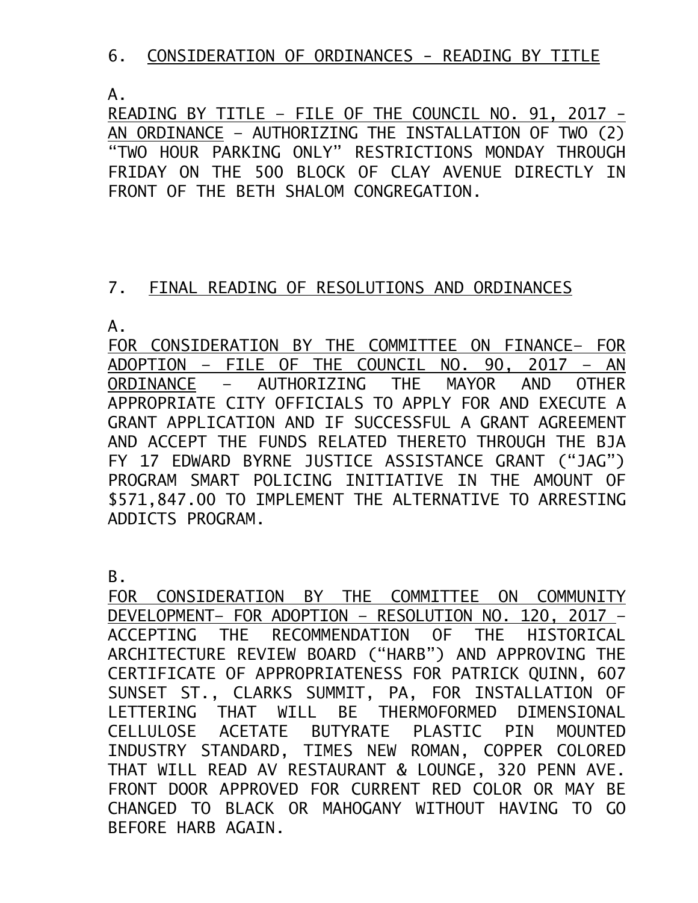## 6. CONSIDERATION OF ORDINANCES - READING BY TITLE

A.

READING BY TITLE – FILE OF THE COUNCIL NO. 91, 2017 - AN ORDINANCE – AUTHORIZING THE INSTALLATION OF TWO (2) "TWO HOUR PARKING ONLY" RESTRICTIONS MONDAY THROUGH FRIDAY ON THE 500 BLOCK OF CLAY AVENUE DIRECTLY IN FRONT OF THE BETH SHALOM CONGREGATION.

## 7. FINAL READING OF RESOLUTIONS AND ORDINANCES

A.

FOR CONSIDERATION BY THE COMMITTEE ON FINANCE– FOR ADOPTION – FILE OF THE COUNCIL NO. 90, 2017 – AN ORDINANCE – AUTHORIZING THE MAYOR AND OTHER APPROPRIATE CITY OFFICIALS TO APPLY FOR AND EXECUTE A GRANT APPLICATION AND IF SUCCESSFUL A GRANT AGREEMENT AND ACCEPT THE FUNDS RELATED THERETO THROUGH THE BJA FY 17 EDWARD BYRNE JUSTICE ASSISTANCE GRANT ("JAG") PROGRAM SMART POLICING INITIATIVE IN THE AMOUNT OF $571,847.00 TO IMPLEMENT THE ALTERNATIVE TO ARRESTING ADDICTS PROGRAM.

B.

FOR CONSIDERATION BY THE COMMITTEE ON COMMUNITY DEVELOPMENT– FOR ADOPTION – RESOLUTION NO. 120, 2017 – ACCEPTING THE RECOMMENDATION OF THE HISTORICAL ARCHITECTURE REVIEW BOARD ("HARB") AND APPROVING THE CERTIFICATE OF APPROPRIATENESS FOR PATRICK QUINN, 607 SUNSET ST., CLARKS SUMMIT, PA, FOR INSTALLATION OF LETTERING THAT WILL BE THERMOFORMED DIMENSIONAL CELLULOSE ACETATE BUTYRATE PLASTIC PIN MOUNTED INDUSTRY STANDARD, TIMES NEW ROMAN, COPPER COLORED THAT WILL READ AV RESTAURANT & LOUNGE, 320 PENN AVE. FRONT DOOR APPROVED FOR CURRENT RED COLOR OR MAY BE CHANGED TO BLACK OR MAHOGANY WITHOUT HAVING TO GO BEFORE HARB AGAIN.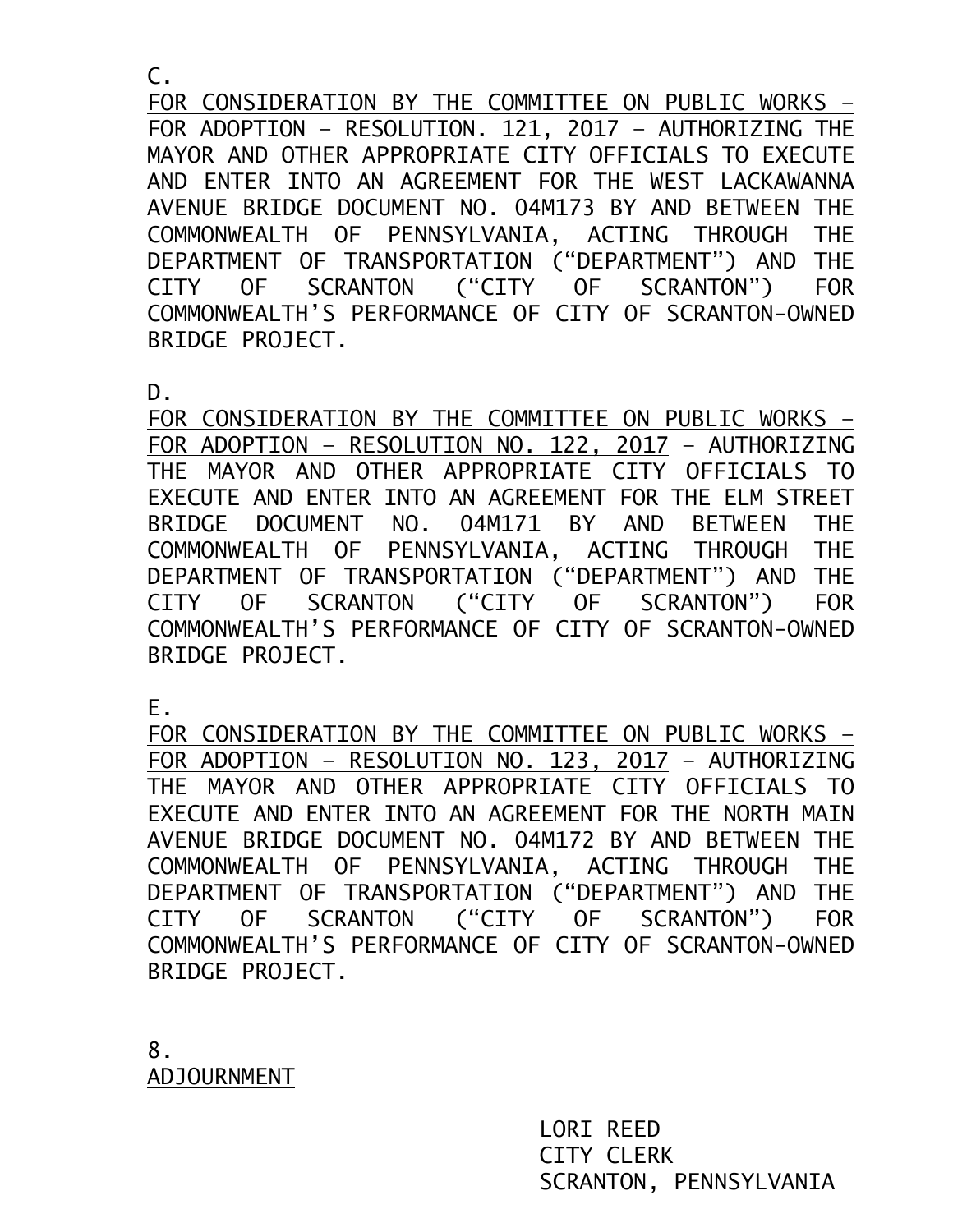C.

<u>FOR CONSIDERATION BY THE COMMITTEE ON PUBLIC WORKS – FOR ADOPTION – RESOLUTION. 121, 2017</u> – AUTHORIZING THE MAYOR AND OTHER APPROPRIATE CITY OFFICIALS TO EXECUTE AND ENTER INTO AN AGREEMENT FOR THE WEST LACKAWANNA AVENUE BRIDGE DOCUMENT NO. 04M173 BY AND BETWEEN THE COMMONWEALTH OF PENNSYLVANIA, ACTING THROUGH THE DEPARTMENT OF TRANSPORTATION ("DEPARTMENT") AND THE CITY OF SCRANTON ("CITY OF SCRANTON") FOR COMMONWEALTH'S PERFORMANCE OF CITY OF SCRANTON-OWNED BRIDGE PROJECT.

D.

<u>FOR CONSIDERATION BY THE COMMITTEE ON PUBLIC WORKS – FOR ADOPTION – RESOLUTION NO. 122, 2017</u> – AUTHORIZING THE MAYOR AND OTHER APPROPRIATE CITY OFFICIALS TO EXECUTE AND ENTER INTO AN AGREEMENT FOR THE ELM STREET BRIDGE DOCUMENT NO. 04M171 BY AND BETWEEN THE COMMONWEALTH OF PENNSYLVANIA, ACTING THROUGH THE DEPARTMENT OF TRANSPORTATION ("DEPARTMENT") AND THE CITY OF SCRANTON ("CITY OF SCRANTON") FOR COMMONWEALTH'S PERFORMANCE OF CITY OF SCRANTON-OWNED BRIDGE PROJECT.

E.

<u>FOR CONSIDERATION BY THE COMMITTEE ON PUBLIC WORKS – FOR ADOPTION – RESOLUTION NO. 123, 2017</u> – AUTHORIZING THE MAYOR AND OTHER APPROPRIATE CITY OFFICIALS TO EXECUTE AND ENTER INTO AN AGREEMENT FOR THE NORTH MAIN AVENUE BRIDGE DOCUMENT NO. 04M172 BY AND BETWEEN THE COMMONWEALTH OF PENNSYLVANIA, ACTING THROUGH THE DEPARTMENT OF TRANSPORTATION ("DEPARTMENT") AND THE CITY OF SCRANTON ("CITY OF SCRANTON") FOR COMMONWEALTH'S PERFORMANCE OF CITY OF SCRANTON-OWNED BRIDGE PROJECT.

8.

<u>ADJOURNMENT</u>

LORI REED
CITY CLERK
SCRANTON, PENNSYLVANIA